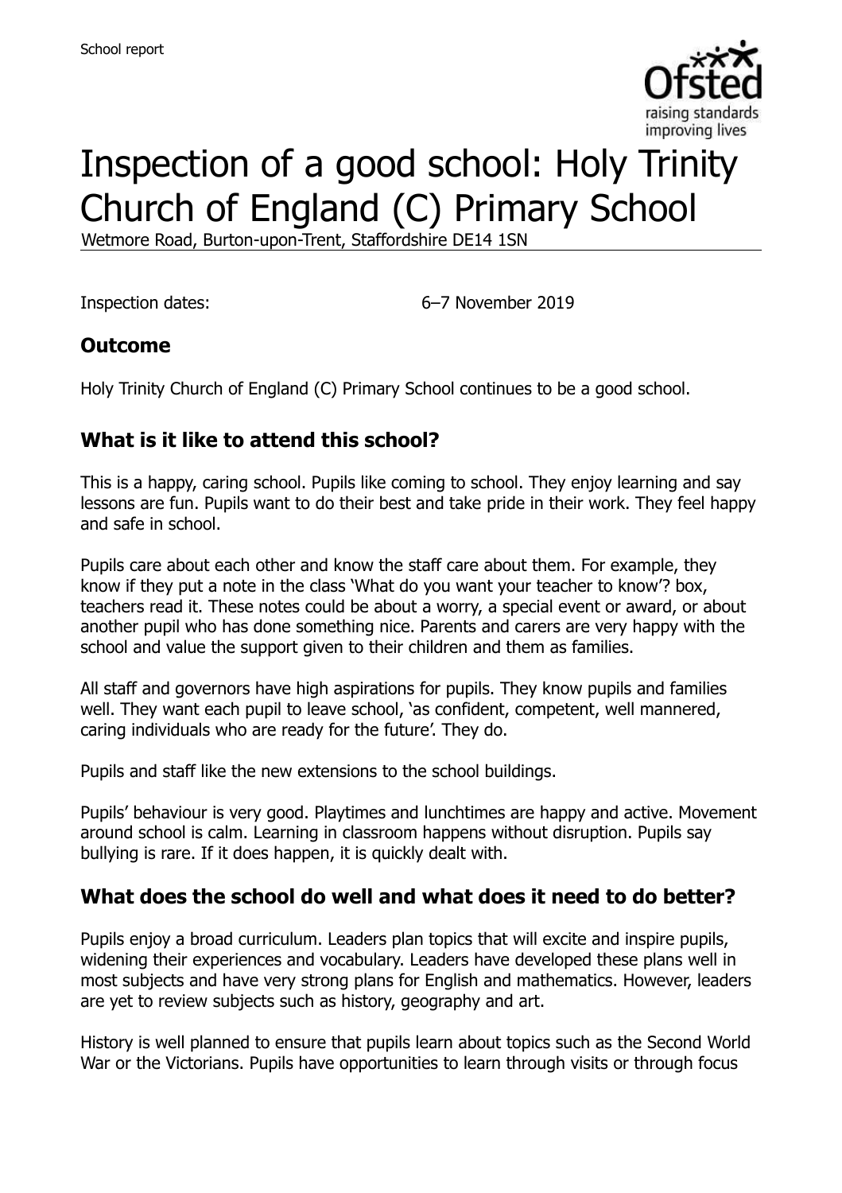School report

# Inspection of a good school: Holy Trinity Church of England (C) Primary School

Wetmore Road, Burton-upon-Trent, Staffordshire DE14 1SN

Inspection dates: 6–7 November 2019

## Outcome

Holy Trinity Church of England (C) Primary School continues to be a good school.

## What is it like to attend this school?

This is a happy, caring school. Pupils like coming to school. They enjoy learning and say lessons are fun. Pupils want to do their best and take pride in their work. They feel happy and safe in school.

Pupils care about each other and know the staff care about them. For example, they know if they put a note in the class 'What do you want your teacher to know'? box, teachers read it. These notes could be about a worry, a special event or award, or about another pupil who has done something nice. Parents and carers are very happy with the school and value the support given to their children and them as families.

All staff and governors have high aspirations for pupils. They know pupils and families well. They want each pupil to leave school, 'as confident, competent, well mannered, caring individuals who are ready for the future'. They do.

Pupils and staff like the new extensions to the school buildings.

Pupils' behaviour is very good. Playtimes and lunchtimes are happy and active. Movement around school is calm. Learning in classroom happens without disruption. Pupils say bullying is rare. If it does happen, it is quickly dealt with.

## What does the school do well and what does it need to do better?

Pupils enjoy a broad curriculum. Leaders plan topics that will excite and inspire pupils, widening their experiences and vocabulary. Leaders have developed these plans well in most subjects and have very strong plans for English and mathematics. However, leaders are yet to review subjects such as history, geography and art.

History is well planned to ensure that pupils learn about topics such as the Second World War or the Victorians. Pupils have opportunities to learn through visits or through focus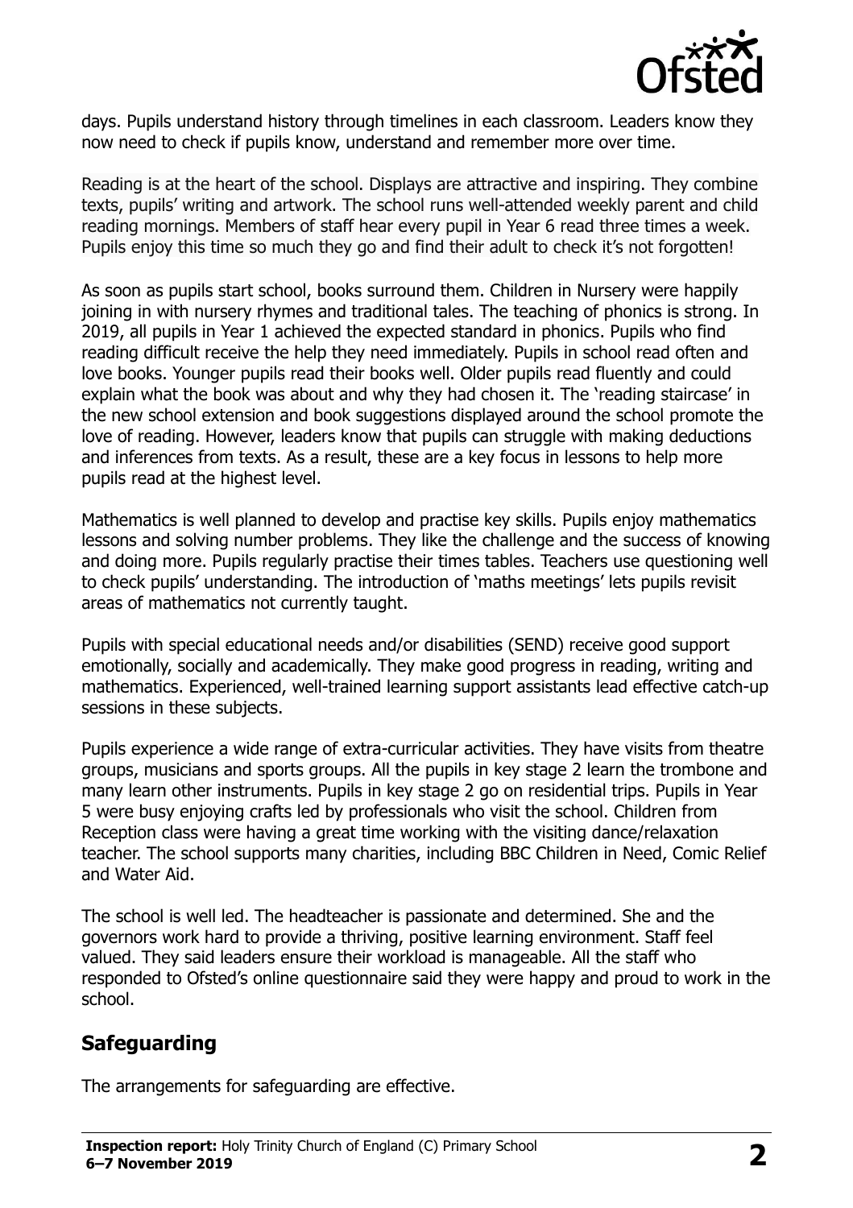days. Pupils understand history through timelines in each classroom. Leaders know they now need to check if pupils know, understand and remember more over time.

Reading is at the heart of the school. Displays are attractive and inspiring. They combine texts, pupils' writing and artwork. The school runs well-attended weekly parent and child reading mornings. Members of staff hear every pupil in Year 6 read three times a week. Pupils enjoy this time so much they go and find their adult to check it's not forgotten!

As soon as pupils start school, books surround them. Children in Nursery were happily joining in with nursery rhymes and traditional tales. The teaching of phonics is strong. In 2019, all pupils in Year 1 achieved the expected standard in phonics. Pupils who find reading difficult receive the help they need immediately. Pupils in school read often and love books. Younger pupils read their books well. Older pupils read fluently and could explain what the book was about and why they had chosen it. The 'reading staircase' in the new school extension and book suggestions displayed around the school promote the love of reading. However, leaders know that pupils can struggle with making deductions and inferences from texts. As a result, these are a key focus in lessons to help more pupils read at the highest level.

Mathematics is well planned to develop and practise key skills. Pupils enjoy mathematics lessons and solving number problems. They like the challenge and the success of knowing and doing more. Pupils regularly practise their times tables. Teachers use questioning well to check pupils' understanding. The introduction of 'maths meetings' lets pupils revisit areas of mathematics not currently taught.

Pupils with special educational needs and/or disabilities (SEND) receive good support emotionally, socially and academically. They make good progress in reading, writing and mathematics. Experienced, well-trained learning support assistants lead effective catch-up sessions in these subjects.

Pupils experience a wide range of extra-curricular activities. They have visits from theatre groups, musicians and sports groups. All the pupils in key stage 2 learn the trombone and many learn other instruments. Pupils in key stage 2 go on residential trips. Pupils in Year 5 were busy enjoying crafts led by professionals who visit the school. Children from Reception class were having a great time working with the visiting dance/relaxation teacher. The school supports many charities, including BBC Children in Need, Comic Relief and Water Aid.

The school is well led. The headteacher is passionate and determined. She and the governors work hard to provide a thriving, positive learning environment. Staff feel valued. They said leaders ensure their workload is manageable. All the staff who responded to Ofsted's online questionnaire said they were happy and proud to work in the school.

## Safeguarding

The arrangements for safeguarding are effective.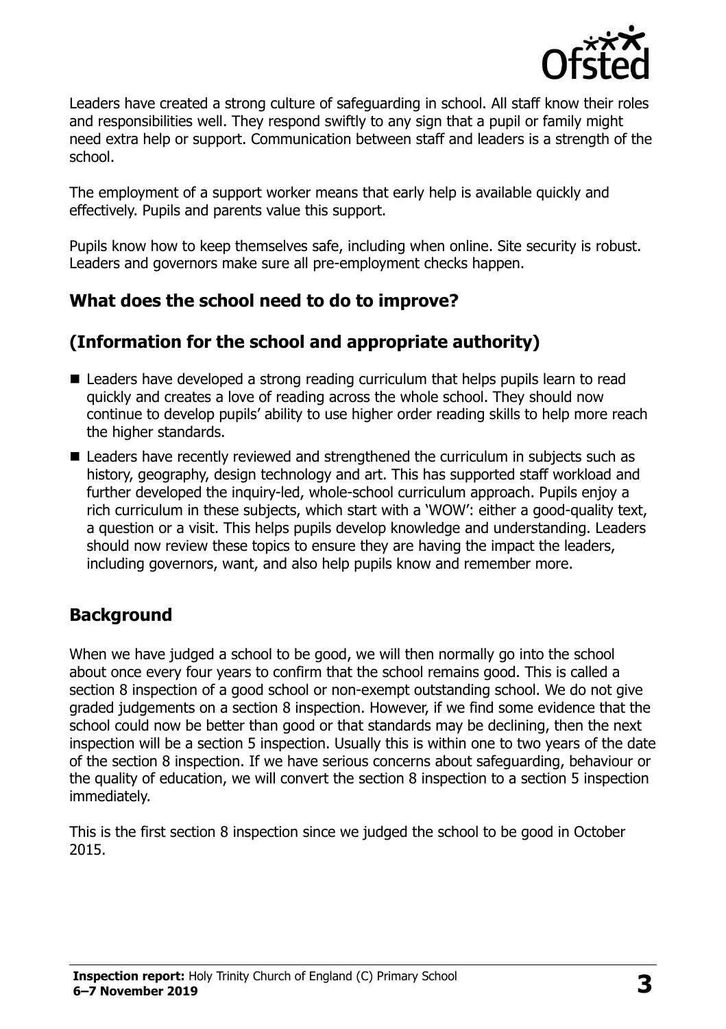Leaders have created a strong culture of safeguarding in school. All staff know their roles and responsibilities well. They respond swiftly to any sign that a pupil or family might need extra help or support. Communication between staff and leaders is a strength of the school.

The employment of a support worker means that early help is available quickly and effectively. Pupils and parents value this support.

Pupils know how to keep themselves safe, including when online. Site security is robust. Leaders and governors make sure all pre-employment checks happen.

## What does the school need to do to improve?

## (Information for the school and appropriate authority)

- Leaders have developed a strong reading curriculum that helps pupils learn to read quickly and creates a love of reading across the whole school. They should now continue to develop pupils' ability to use higher order reading skills to help more reach the higher standards.
- Leaders have recently reviewed and strengthened the curriculum in subjects such as history, geography, design technology and art. This has supported staff workload and further developed the inquiry-led, whole-school curriculum approach. Pupils enjoy a rich curriculum in these subjects, which start with a 'WOW': either a good-quality text, a question or a visit. This helps pupils develop knowledge and understanding. Leaders should now review these topics to ensure they are having the impact the leaders, including governors, want, and also help pupils know and remember more.

## Background

When we have judged a school to be good, we will then normally go into the school about once every four years to confirm that the school remains good. This is called a section 8 inspection of a good school or non-exempt outstanding school. We do not give graded judgements on a section 8 inspection. However, if we find some evidence that the school could now be better than good or that standards may be declining, then the next inspection will be a section 5 inspection. Usually this is within one to two years of the date of the section 8 inspection. If we have serious concerns about safeguarding, behaviour or the quality of education, we will convert the section 8 inspection to a section 5 inspection immediately.

This is the first section 8 inspection since we judged the school to be good in October 2015.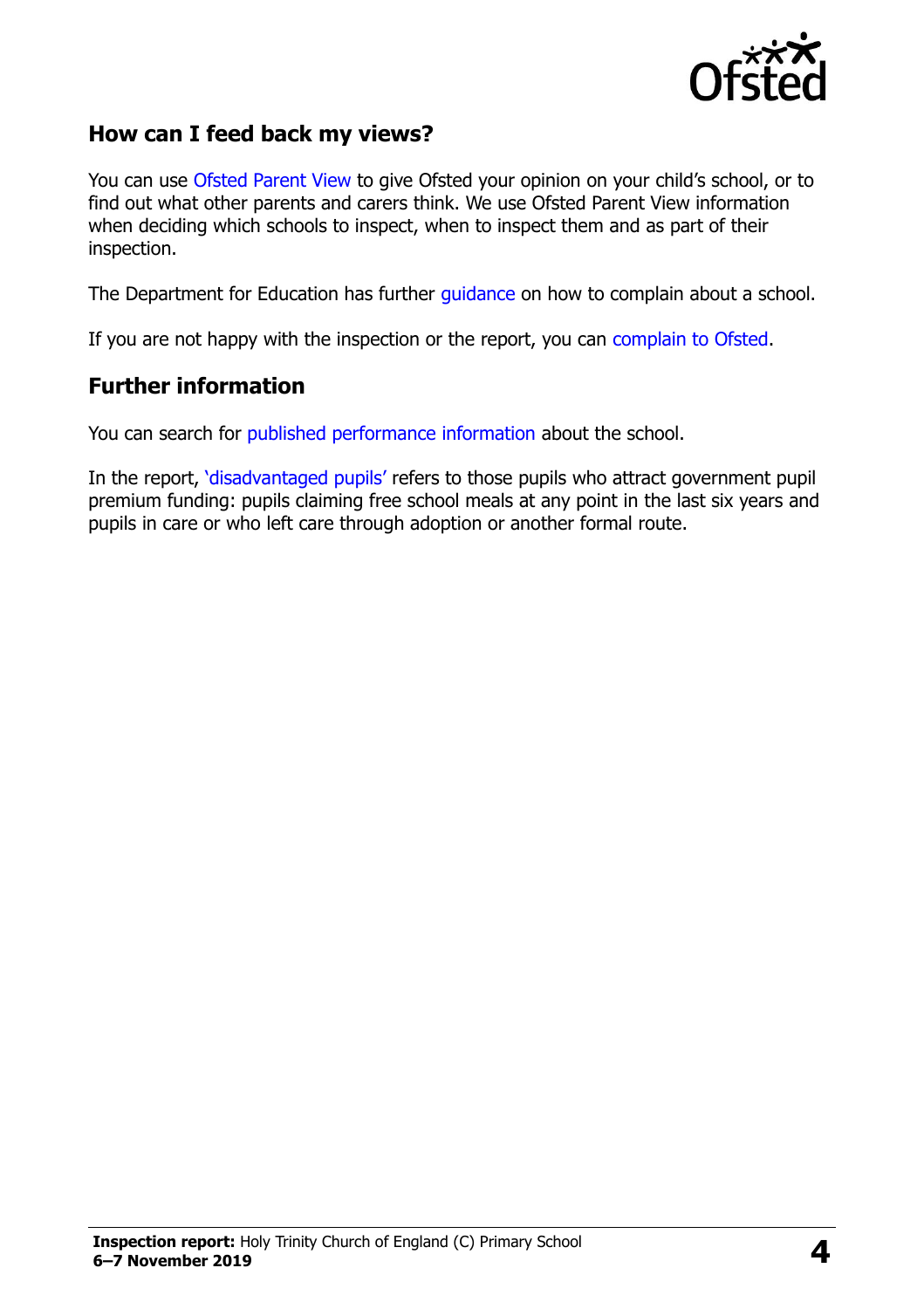## How can I feed back my views?

You can use Ofsted Parent View to give Ofsted your opinion on your child's school, or to find out what other parents and carers think. We use Ofsted Parent View information when deciding which schools to inspect, when to inspect them and as part of their inspection.

The Department for Education has further guidance on how to complain about a school.

If you are not happy with the inspection or the report, you can complain to Ofsted.

## Further information

You can search for published performance information about the school.

In the report, 'disadvantaged pupils' refers to those pupils who attract government pupil premium funding: pupils claiming free school meals at any point in the last six years and pupils in care or who left care through adoption or another formal route.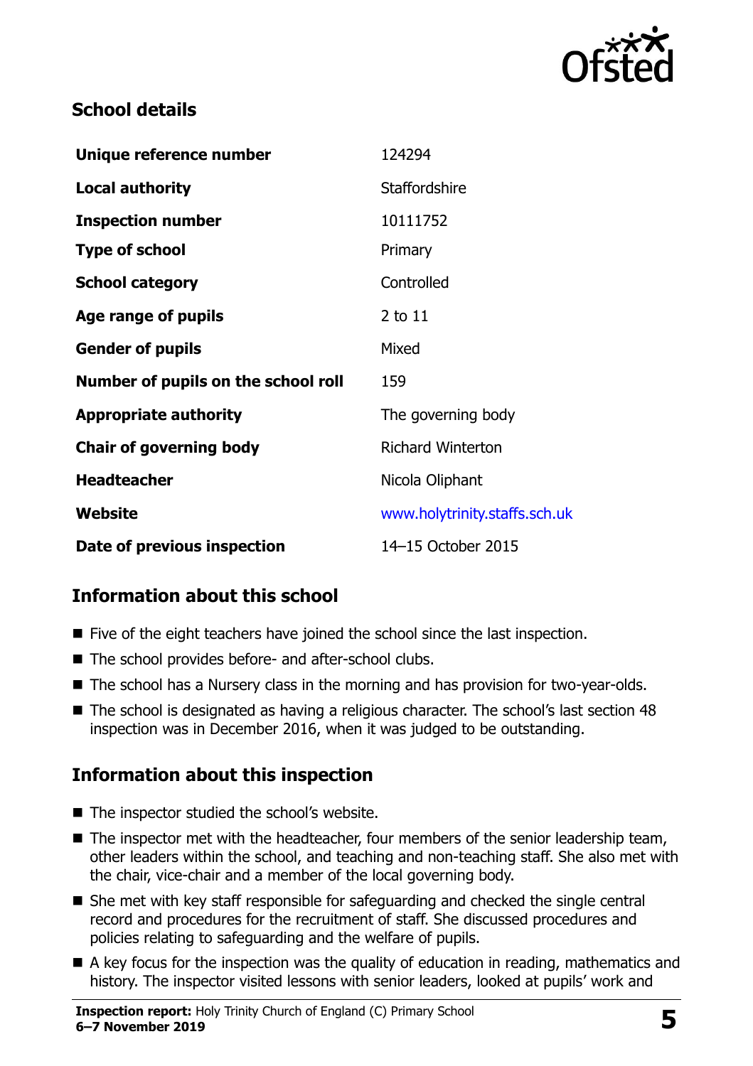## School details

| | |
|---|---|
| **Unique reference number** | 124294 |
| **Local authority** | Staffordshire |
| **Inspection number** | 10111752 |
| **Type of school** | Primary |
| **School category** | Controlled |
| **Age range of pupils** | 2 to 11 |
| **Gender of pupils** | Mixed |
| **Number of pupils on the school roll** | 159 |
| **Appropriate authority** | The governing body |
| **Chair of governing body** | Richard Winterton |
| **Headteacher** | Nicola Oliphant |
| **Website** | www.holytrinity.staffs.sch.uk |
| **Date of previous inspection** | 14–15 October 2015 |

## Information about this school

- Five of the eight teachers have joined the school since the last inspection.
- The school provides before- and after-school clubs.
- The school has a Nursery class in the morning and has provision for two-year-olds.
- The school is designated as having a religious character. The school's last section 48 inspection was in December 2016, when it was judged to be outstanding.

## Information about this inspection

- The inspector studied the school's website.
- The inspector met with the headteacher, four members of the senior leadership team, other leaders within the school, and teaching and non-teaching staff. She also met with the chair, vice-chair and a member of the local governing body.
- She met with key staff responsible for safeguarding and checked the single central record and procedures for the recruitment of staff. She discussed procedures and policies relating to safeguarding and the welfare of pupils.
- A key focus for the inspection was the quality of education in reading, mathematics and history. The inspector visited lessons with senior leaders, looked at pupils' work and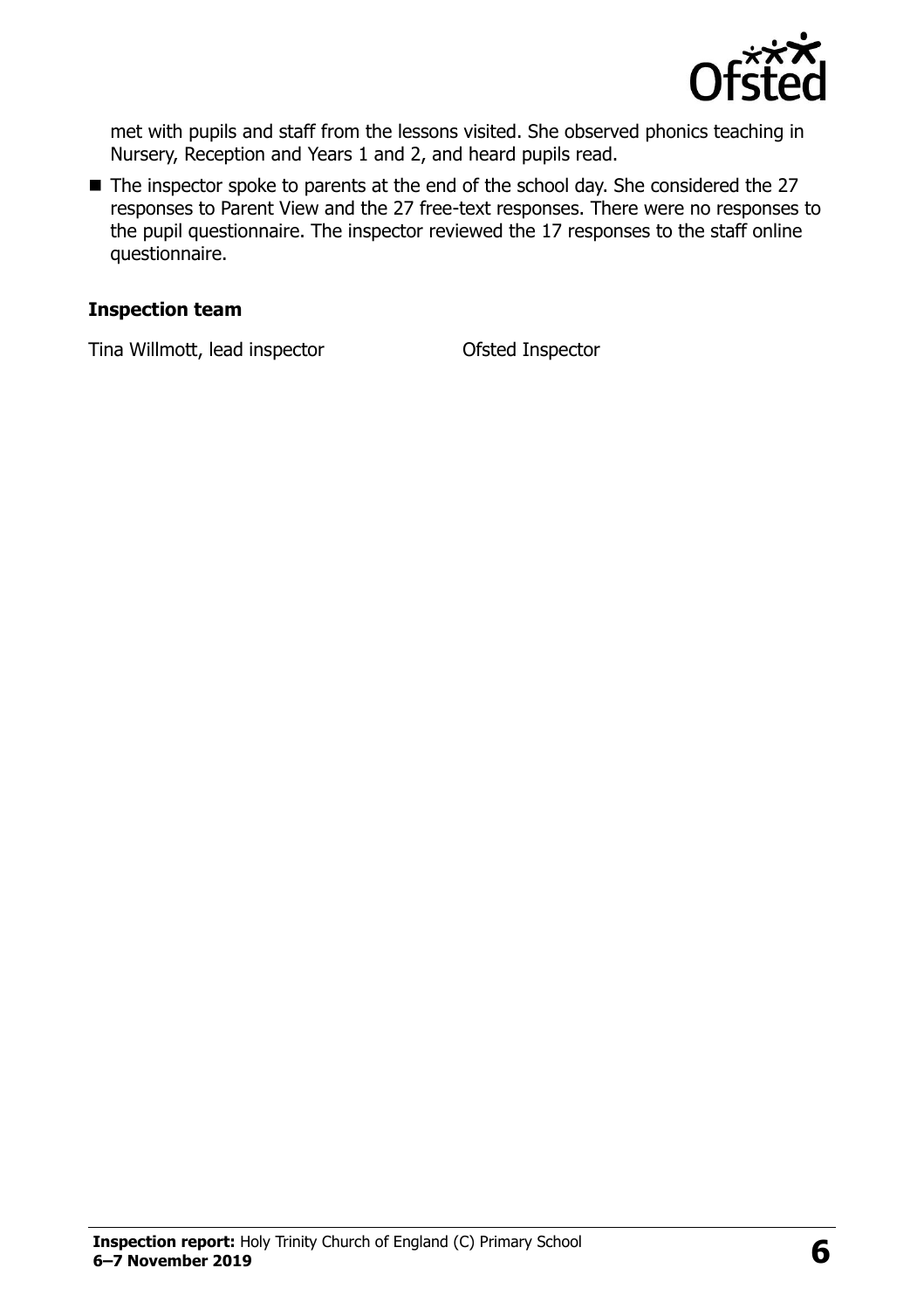met with pupils and staff from the lessons visited. She observed phonics teaching in Nursery, Reception and Years 1 and 2, and heard pupils read.

- The inspector spoke to parents at the end of the school day. She considered the 27 responses to Parent View and the 27 free-text responses. There were no responses to the pupil questionnaire. The inspector reviewed the 17 responses to the staff online questionnaire.

### Inspection team

| | |
|---|---|
| Tina Willmott, lead inspector | Ofsted Inspector |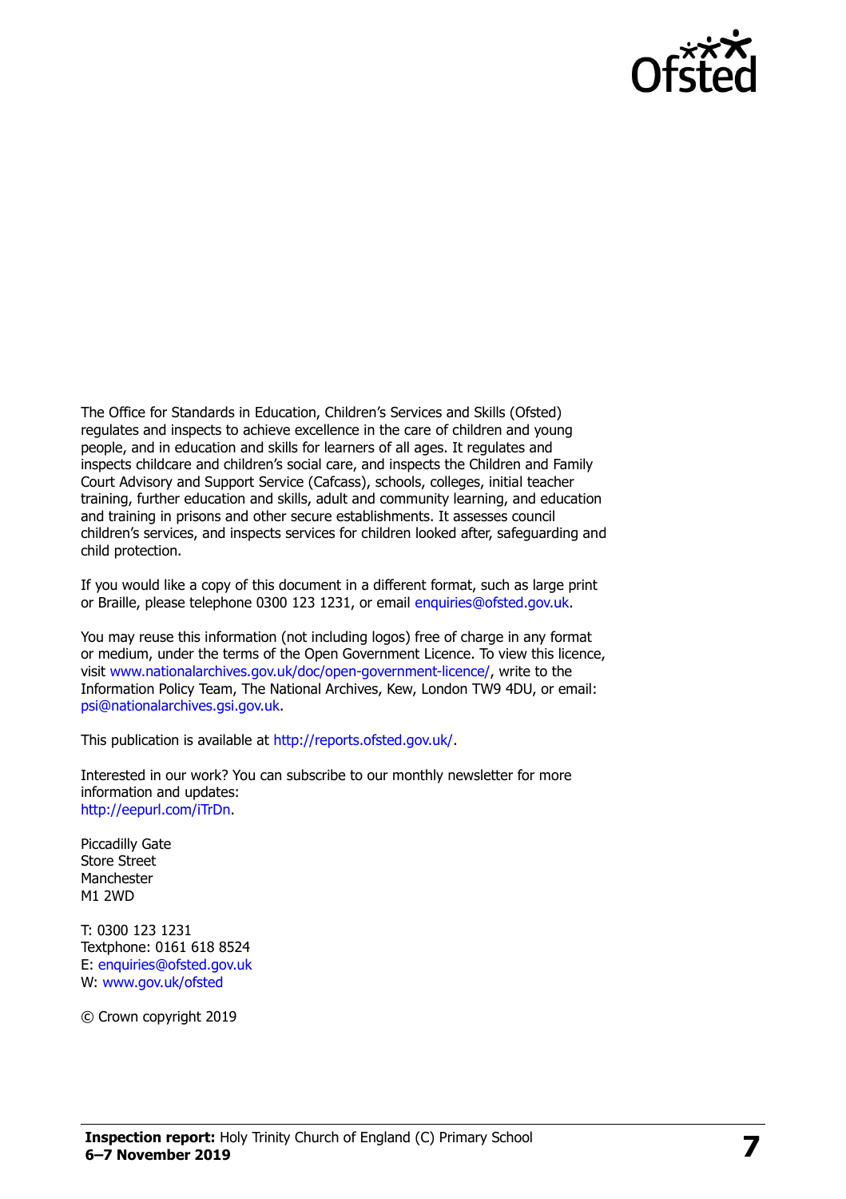The Office for Standards in Education, Children's Services and Skills (Ofsted) regulates and inspects to achieve excellence in the care of children and young people, and in education and skills for learners of all ages. It regulates and inspects childcare and children's social care, and inspects the Children and Family Court Advisory and Support Service (Cafcass), schools, colleges, initial teacher training, further education and skills, adult and community learning, and education and training in prisons and other secure establishments. It assesses council children's services, and inspects services for children looked after, safeguarding and child protection.

If you would like a copy of this document in a different format, such as large print or Braille, please telephone 0300 123 1231, or email enquiries@ofsted.gov.uk.

You may reuse this information (not including logos) free of charge in any format or medium, under the terms of the Open Government Licence. To view this licence, visit www.nationalarchives.gov.uk/doc/open-government-licence/, write to the Information Policy Team, The National Archives, Kew, London TW9 4DU, or email: psi@nationalarchives.gsi.gov.uk.

This publication is available at http://reports.ofsted.gov.uk/.

Interested in our work? You can subscribe to our monthly newsletter for more information and updates:
http://eepurl.com/iTrDn.

Piccadilly Gate
Store Street
Manchester
M1 2WD

T: 0300 123 1231
Textphone: 0161 618 8524
E: enquiries@ofsted.gov.uk
W: www.gov.uk/ofsted

© Crown copyright 2019